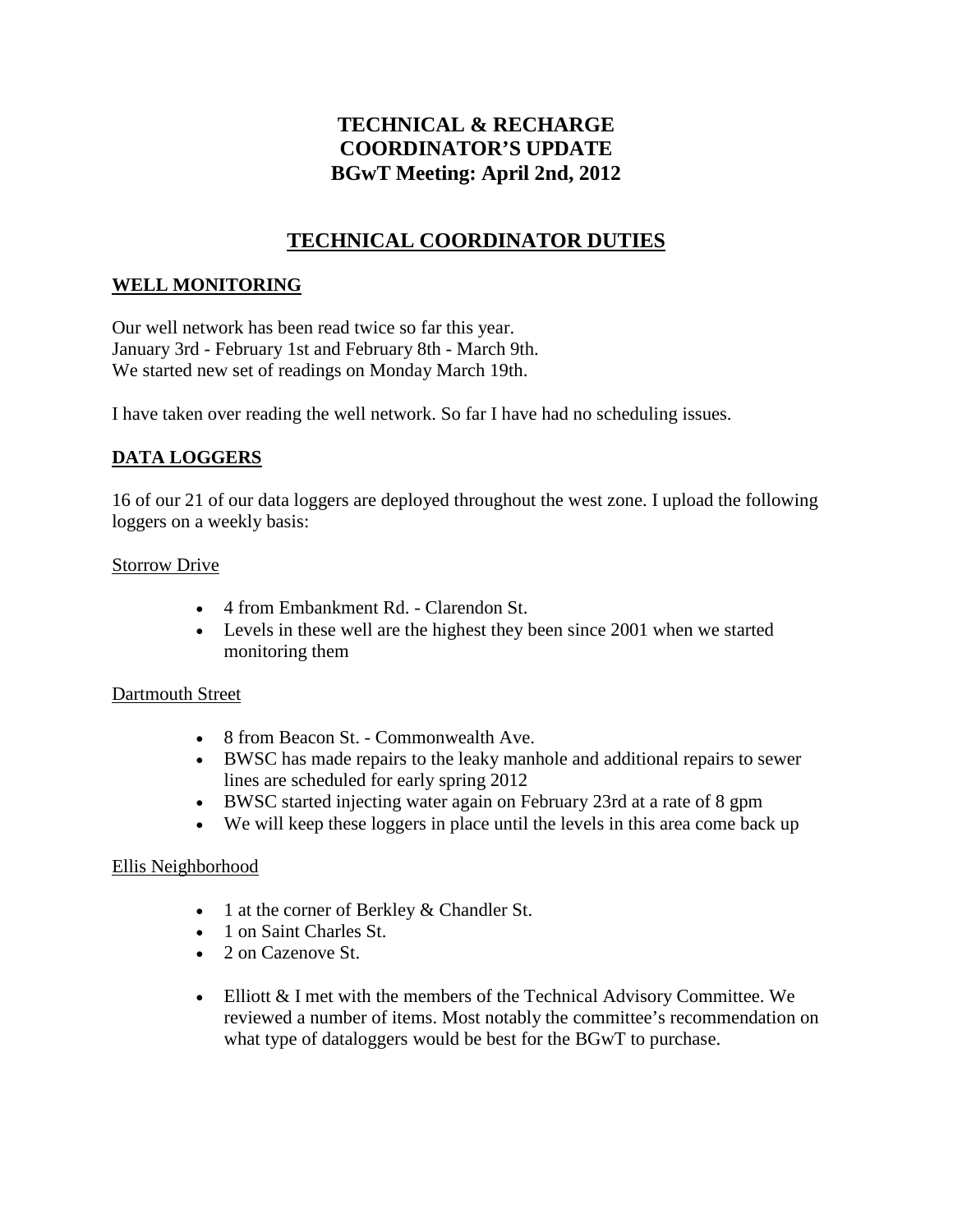# TECHNICAL & RECHARGE COORDINATOR'S UPDATE
# BGwT Meeting: April 2nd, 2012

## TECHNICAL COORDINATOR DUTIES

### WELL MONITORING

Our well network has been read twice so far this year.
January 3rd - February 1st and February 8th - March 9th.
We started new set of readings on Monday March 19th.

I have taken over reading the well network. So far I have had no scheduling issues.

### DATA LOGGERS

16 of our 21 of our data loggers are deployed throughout the west zone. I upload the following loggers on a weekly basis:

Storrow Drive

- 4 from Embankment Rd. - Clarendon St.
- Levels in these well are the highest they been since 2001 when we started monitoring them

Dartmouth Street

- 8 from Beacon St. - Commonwealth Ave.
- BWSC has made repairs to the leaky manhole and additional repairs to sewer lines are scheduled for early spring 2012
- BWSC started injecting water again on February 23rd at a rate of 8 gpm
- We will keep these loggers in place until the levels in this area come back up

Ellis Neighborhood

- 1 at the corner of Berkley & Chandler St.
- 1 on Saint Charles St.
- 2 on Cazenove St.

- Elliott & I met with the members of the Technical Advisory Committee. We reviewed a number of items. Most notably the committee's recommendation on what type of dataloggers would be best for the BGwT to purchase.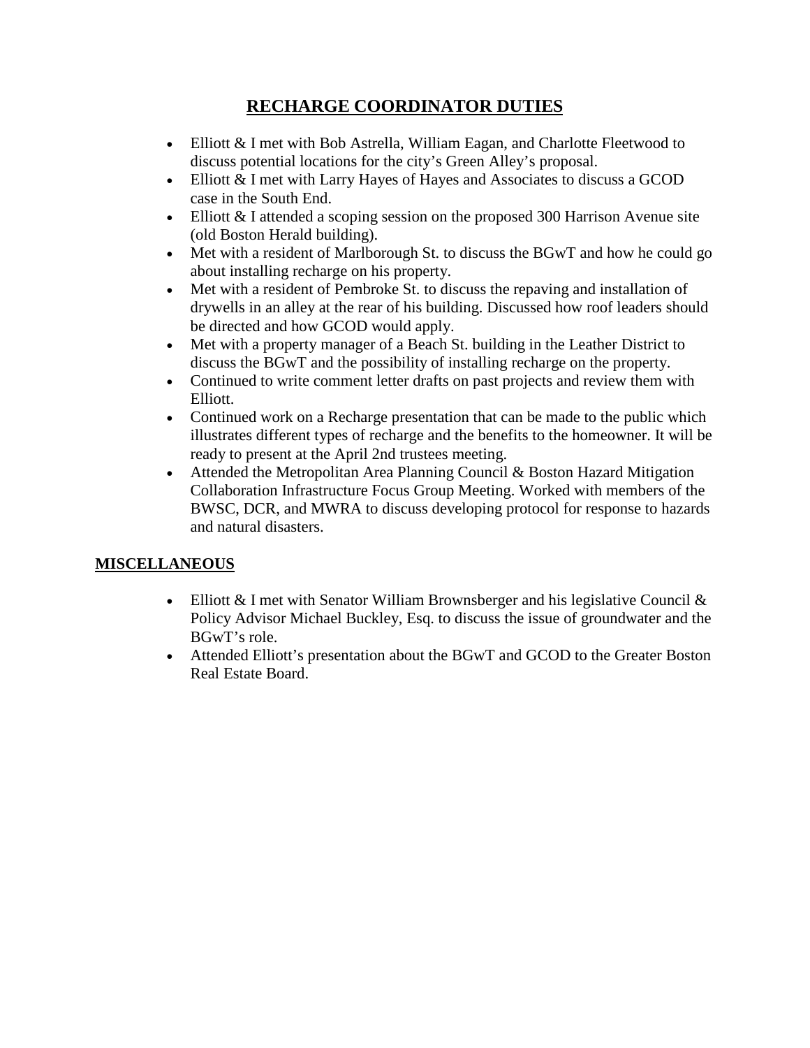## RECHARGE COORDINATOR DUTIES

- Elliott & I met with Bob Astrella, William Eagan, and Charlotte Fleetwood to discuss potential locations for the city's Green Alley's proposal.
- Elliott & I met with Larry Hayes of Hayes and Associates to discuss a GCOD case in the South End.
- Elliott & I attended a scoping session on the proposed 300 Harrison Avenue site (old Boston Herald building).
- Met with a resident of Marlborough St. to discuss the BGwT and how he could go about installing recharge on his property.
- Met with a resident of Pembroke St. to discuss the repaving and installation of drywells in an alley at the rear of his building. Discussed how roof leaders should be directed and how GCOD would apply.
- Met with a property manager of a Beach St. building in the Leather District to discuss the BGwT and the possibility of installing recharge on the property.
- Continued to write comment letter drafts on past projects and review them with Elliott.
- Continued work on a Recharge presentation that can be made to the public which illustrates different types of recharge and the benefits to the homeowner. It will be ready to present at the April 2nd trustees meeting.
- Attended the Metropolitan Area Planning Council & Boston Hazard Mitigation Collaboration Infrastructure Focus Group Meeting. Worked with members of the BWSC, DCR, and MWRA to discuss developing protocol for response to hazards and natural disasters.

## MISCELLANEOUS

- Elliott & I met with Senator William Brownsberger and his legislative Council & Policy Advisor Michael Buckley, Esq. to discuss the issue of groundwater and the BGwT's role.
- Attended Elliott's presentation about the BGwT and GCOD to the Greater Boston Real Estate Board.